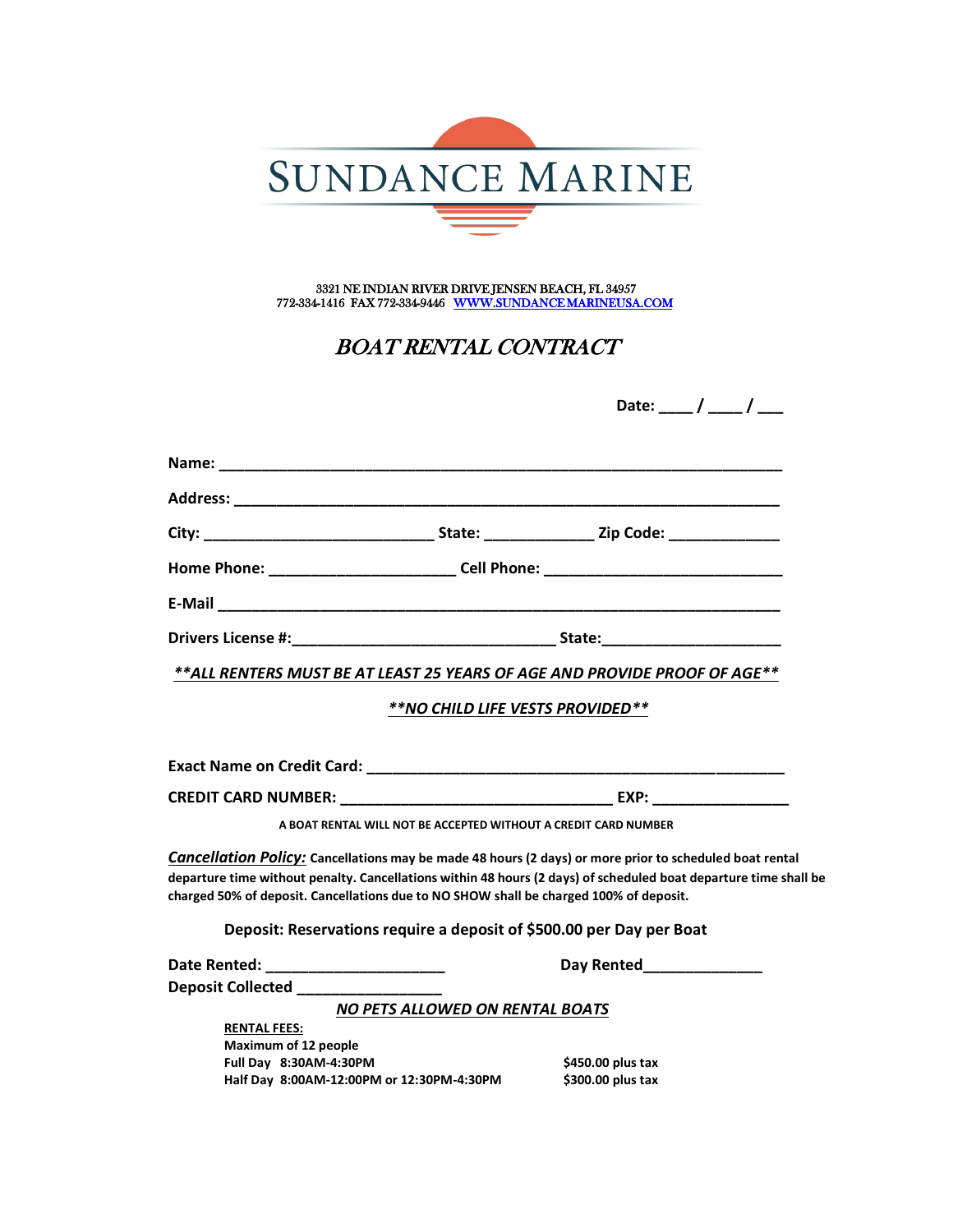# SUNDANCE MARINE

3321 NE INDIAN RIVER DRIVE JENSEN BEACH, FL 34957
772-334-1416 FAX 772-334-9446 WWW.SUNDANCEMARINEUSA.COM

## *BOAT RENTAL CONTRACT*

**Date: ____ / ____ / ___**

**Name:** ______________________________________________________________

**Address:** ____________________________________________________________

**City:** __________________________ **State:** ____________ **Zip Code:** ____________

**Home Phone:** _____________________ **Cell Phone:** ___________________________

**E-Mail** ______________________________________________________________

**Drivers License #:**_____________________________ **State:**____________________

***\*\*ALL RENTERS MUST BE AT LEAST 25 YEARS OF AGE AND PROVIDE PROOF OF AGE\*\****

***\*\*NO CHILD LIFE VESTS PROVIDED\*\****

**Exact Name on Credit Card:** _______________________________________________

**CREDIT CARD NUMBER:** ______________________________ **EXP:** _______________

**A BOAT RENTAL WILL NOT BE ACCEPTED WITHOUT A CREDIT CARD NUMBER**

***Cancellation Policy:*** **Cancellations may be made 48 hours (2 days) or more prior to scheduled boat rental departure time without penalty. Cancellations within 48 hours (2 days) of scheduled boat departure time shall be charged 50% of deposit. Cancellations due to NO SHOW shall be charged 100% of deposit.**

**Deposit: Reservations require a deposit of $500.00 per Day per Boat**

**Date Rented:** ____________________ **Day Rented**_____________

**Deposit Collected** ________________

***NO PETS ALLOWED ON RENTAL BOATS***

**RENTAL FEES:**

**Maximum of 12 people**

| | |
|---|---|
| **Full Day 8:30AM-4:30PM** | **$450.00 plus tax** |
| **Half Day 8:00AM-12:00PM or 12:30PM-4:30PM** | **$300.00 plus tax** |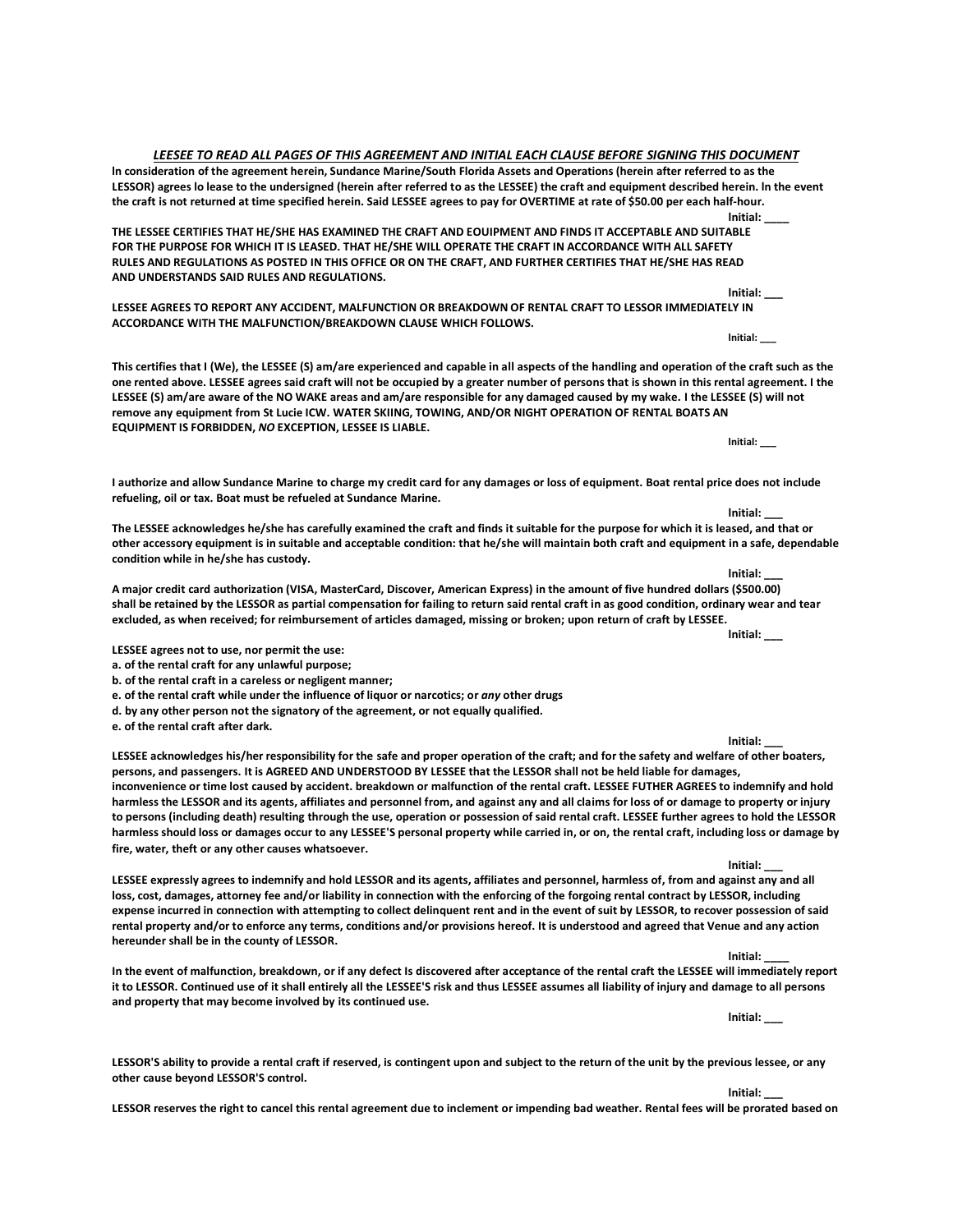***LEESEE TO READ ALL PAGES OF THIS AGREEMENT AND INITIAL EACH CLAUSE BEFORE SIGNING THIS DOCUMENT***

**In consideration of the agreement herein, Sundance Marine/South Florida Assets and Operations (herein after referred to as the LESSOR) agrees lo lease to the undersigned (herein after referred to as the LESSEE) the craft and equipment described herein. In the event the craft is not returned at time specified herein. Said LESSEE agrees to pay for OVERTIME at rate of $50.00 per each half-hour.**

**Initial: ____**

**THE LESSEE CERTIFIES THAT HE/SHE HAS EXAMINED THE CRAFT AND EOUIPMENT AND FINDS IT ACCEPTABLE AND SUITABLE FOR THE PURPOSE FOR WHICH IT IS LEASED. THAT HE/SHE WILL OPERATE THE CRAFT IN ACCORDANCE WITH ALL SAFETY RULES AND REGULATIONS AS POSTED IN THIS OFFICE OR ON THE CRAFT, AND FURTHER CERTIFIES THAT HE/SHE HAS READ AND UNDERSTANDS SAID RULES AND REGULATIONS.**

**Initial: ___**

**LESSEE AGREES TO REPORT ANY ACCIDENT, MALFUNCTION OR BREAKDOWN OF RENTAL CRAFT TO LESSOR IMMEDIATELY IN ACCORDANCE WITH THE MALFUNCTION/BREAKDOWN CLAUSE WHICH FOLLOWS.**

**Initial: ___**

**This certifies that I (We), the LESSEE (S) am/are experienced and capable in all aspects of the handling and operation of the craft such as the one rented above. LESSEE agrees said craft will not be occupied by a greater number of persons that is shown in this rental agreement. I the LESSEE (S) am/are aware of the NO WAKE areas and am/are responsible for any damaged caused by my wake. I the LESSEE (S) will not remove any equipment from St Lucie ICW. WATER SKIING, TOWING, AND/OR NIGHT OPERATION OF RENTAL BOATS AN EQUIPMENT IS FORBIDDEN, *NO* EXCEPTION, LESSEE IS LIABLE.**

**Initial: ___**

**I authorize and allow Sundance Marine to charge my credit card for any damages or loss of equipment. Boat rental price does not include refueling, oil or tax. Boat must be refueled at Sundance Marine.**

**Initial: ___**

**The LESSEE acknowledges he/she has carefully examined the craft and finds it suitable for the purpose for which it is leased, and that or other accessory equipment is in suitable and acceptable condition: that he/she will maintain both craft and equipment in a safe, dependable condition while in he/she has custody.**

**Initial: ___**

**A major credit card authorization (VISA, MasterCard, Discover, American Express) in the amount of five hundred dollars ($500.00) shall be retained by the LESSOR as partial compensation for failing to return said rental craft in as good condition, ordinary wear and tear excluded, as when received; for reimbursement of articles damaged, missing or broken; upon return of craft by LESSEE.**

**Initial: ___**

**LESSEE agrees not to use, nor permit the use:**

**a. of the rental craft for any unlawful purpose;**
**b. of the rental craft in a careless or negligent manner;**
**c. of the rental craft while under the influence of liquor or narcotics; or *any* other drugs**
**d. by any other person not the signatory of the agreement, or not equally qualified.**
**e. of the rental craft after dark.**

**Initial: ___**

**LESSEE acknowledges his/her responsibility for the safe and proper operation of the craft; and for the safety and welfare of other boaters, persons, and passengers. It is AGREED AND UNDERSTOOD BY LESSEE that the LESSOR shall not be held liable for damages, inconvenience or time lost caused by accident. breakdown or malfunction of the rental craft. LESSEE FUTHER AGREES to indemnify and hold harmless the LESSOR and its agents, affiliates and personnel from, and against any and all claims for loss of or damage to property or injury to persons (including death) resulting through the use, operation or possession of said rental craft. LESSEE further agrees to hold the LESSOR harmless should loss or damages occur to any LESSEE'S personal property while carried in, or on, the rental craft, including loss or damage by fire, water, theft or any other causes whatsoever.**

**Initial: ___**

**LESSEE expressly agrees to indemnify and hold LESSOR and its agents, affiliates and personnel, harmless of, from and against any and all loss, cost, damages, attorney fee and/or liability in connection with the enforcing of the forgoing rental contract by LESSOR, including expense incurred in connection with attempting to collect delinquent rent and in the event of suit by LESSOR, to recover possession of said rental property and/or to enforce any terms, conditions and/or provisions hereof. It is understood and agreed that Venue and any action hereunder shall be in the county of LESSOR.**

**Initial: ____**

**In the event of malfunction, breakdown, or if any defect Is discovered after acceptance of the rental craft the LESSEE will immediately report it to LESSOR. Continued use of it shall entirely all the LESSEE'S risk and thus LESSEE assumes all liability of injury and damage to all persons and property that may become involved by its continued use.**

**Initial: ___**

**LESSOR'S ability to provide a rental craft if reserved, is contingent upon and subject to the return of the unit by the previous lessee, or any other cause beyond LESSOR'S control.**

**Initial: ___**

**LESSOR reserves the right to cancel this rental agreement due to inclement or impending bad weather. Rental fees will be prorated based on**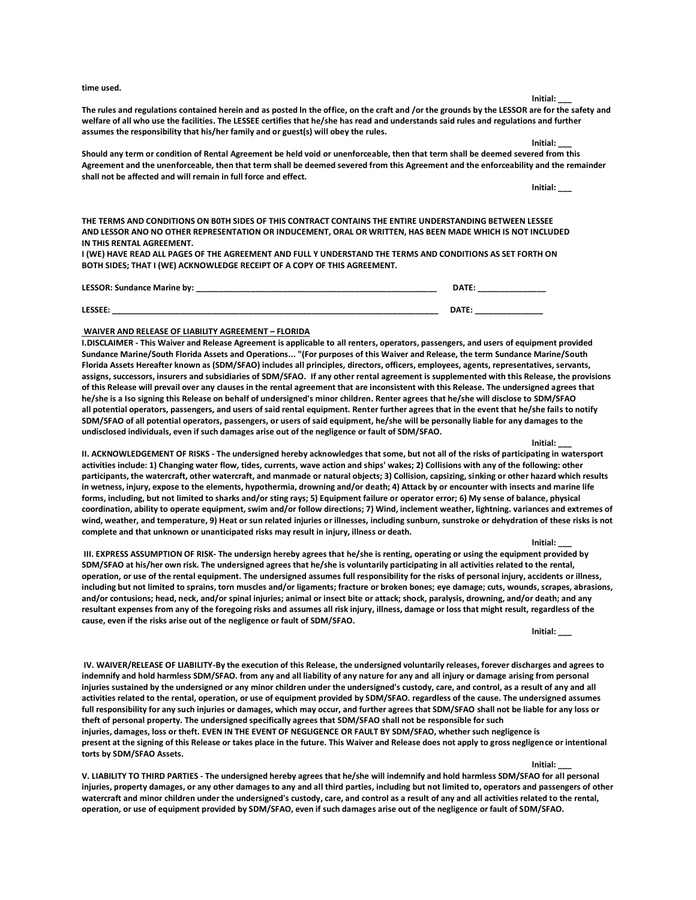**time used.**

**Initial: ___**

**The rules and regulations contained herein and as posted ln the office, on the craft and /or the grounds by the LESSOR are for the safety and welfare of all who use the facilities. The LESSEE certifies that he/she has read and understands said rules and regulations and further assumes the responsibility that his/her family and or guest(s) will obey the rules.**

**Initial: ___**

**Should any term or condition of Rental Agreement be held void or unenforceable, then that term shall be deemed severed from this Agreement and the unenforceable, then that term shall be deemed severed from this Agreement and the enforceability and the remainder shall not be affected and will remain in full force and effect.**

**Initial: ___**

**THE TERMS AND CONDITIONS ON B0TH SIDES OF THIS CONTRACT CONTAINS THE ENTIRE UNDERSTANDING BETWEEN LESSEE AND LESSOR ANO NO OTHER REPRESENTATION OR INDUCEMENT, ORAL OR WRITTEN, HAS BEEN MADE WHICH IS NOT INCLUDED IN THIS RENTAL AGREEMENT.**
**I (WE) HAVE READ ALL PAGES OF THE AGREEMENT AND FULL Y UNDERSTAND THE TERMS AND CONDITIONS AS SET FORTH ON BOTH SIDES; THAT I (WE) ACKNOWLEDGE RECEIPT OF A COPY OF THIS AGREEMENT.**

**LESSOR: Sundance Marine by: ______________________________________________________ DATE: _______________**

**LESSEE: ___________________________________________________________________________ DATE: _______________**

**WAIVER AND RELEASE OF LIABILITY AGREEMENT – FLORIDA**

**I.DISCLAIMER - This Waiver and Release Agreement is applicable to all renters, operators, passengers, and users of equipment provided Sundance Marine/South Florida Assets and Operations... "(For purposes of this Waiver and Release, the term Sundance Marine/South Florida Assets Hereafter known as (SDM/SFAO) includes all principles, directors, officers, employees, agents, representatives, servants, assigns, successors, insurers and subsidiaries of SDM/SFAO. If any other rental agreement is supplemented with this Release, the provisions of this Release will prevail over any clauses in the rental agreement that are inconsistent with this Release. The undersigned agrees that he/she is a lso signing this Release on behalf of undersigned's minor children. Renter agrees that he/she will disclose to SDM/SFAO all potential operators, passengers, and users of said rental equipment. Renter further agrees that in the event that he/she fails to notify SDM/SFAO of all potential operators, passengers, or users of said equipment, he/she will be personally liable for any damages to the undisclosed individuals, even if such damages arise out of the negligence or fault of SDM/SFAO.**

**Initial: ___**

**II. ACKNOWLEDGEMENT OF RISKS - The undersigned hereby acknowledges that some, but not all of the risks of participating in watersport activities include: 1) Changing water flow, tides, currents, wave action and ships' wakes; 2) Collisions with any of the following: other participants, the watercraft, other watercraft, and manmade or natural objects; 3) Collision, capsizing, sinking or other hazard which results in wetness, injury, expose to the elements, hypothermia, drowning and/or death; 4) Attack by or encounter with insects and marine life forms, including, but not limited to sharks and/or sting rays; 5) Equipment failure or operator error; 6) My sense of balance, physical coordination, ability to operate equipment, swim and/or follow directions; 7) Wind, inclement weather, lightning. variances and extremes of wind, weather, and temperature, 9) Heat or sun related injuries or illnesses, including sunburn, sunstroke or dehydration of these risks is not complete and that unknown or unanticipated risks may result in injury, illness or death.**

**Initial: ___**

**III. EXPRESS ASSUMPTION OF RISK- The undersign hereby agrees that he/she is renting, operating or using the equipment provided by SDM/SFAO at his/her own risk. The undersigned agrees that he/she is voluntarily participating in all activities related to the rental, operation, or use of the rental equipment. The undersigned assumes full responsibility for the risks of personal injury, accidents or illness, including but not limited to sprains, torn muscles and/or ligaments; fracture or broken bones; eye damage; cuts, wounds, scrapes, abrasions, and/or contusions; head, neck, and/or spinal injuries; animal or insect bite or attack; shock, paralysis, drowning, and/or death; and any resultant expenses from any of the foregoing risks and assumes all risk injury, illness, damage or loss that might result, regardless of the cause, even if the risks arise out of the negligence or fault of SDM/SFAO.**

**Initial: ___**

**IV. WAIVER/RELEASE OF LIABILITY-By the execution of this Release, the undersigned voluntarily releases, forever discharges and agrees to indemnify and hold harmless SDM/SFAO. from any and all liability of any nature for any and all injury or damage arising from personal injuries sustained by the undersigned or any minor children under the undersigned's custody, care, and control, as a result of any and all activities related to the rental, operation, or use of equipment provided by SDM/SFAO. regardless of the cause. The undersigned assumes full responsibility for any such injuries or damages, which may occur, and further agrees that SDM/SFAO shall not be liable for any loss or theft of personal property. The undersigned specifically agrees that SDM/SFAO shall not be responsible for such injuries, damages, loss or theft. EVEN IN THE EVENT OF NEGLIGENCE OR FAULT BY SDM/SFAO, whether such negligence is present at the signing of this Release or takes place in the future. This Waiver and Release does not apply to gross negligence or intentional torts by SDM/SFAO Assets.**

**Initial: ___**

**V. LIABILITY TO THIRD PARTIES - The undersigned hereby agrees that he/she will indemnify and hold harmless SDM/SFAO for all personal injuries, property damages, or any other damages to any and all third parties, including but not limited to, operators and passengers of other watercraft and minor children under the undersigned's custody, care, and control as a result of any and all activities related to the rental, operation, or use of equipment provided by SDM/SFAO, even if such damages arise out of the negligence or fault of SDM/SFAO.**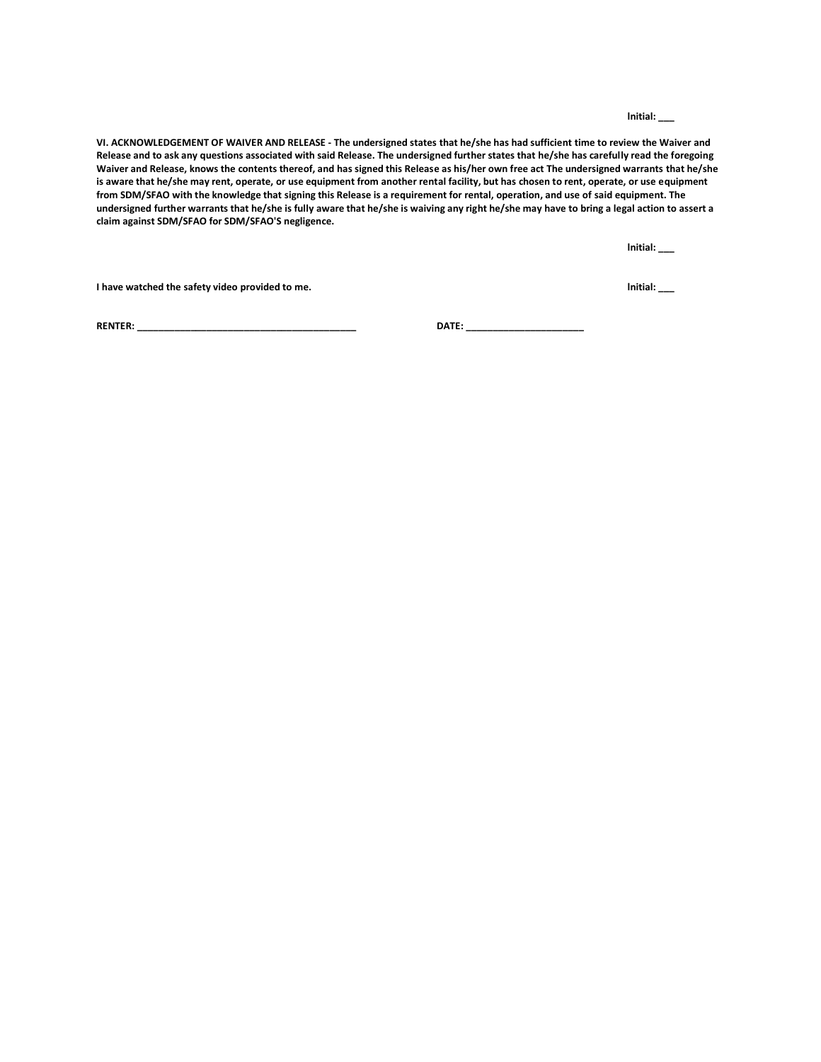Initial: ___

**VI. ACKNOWLEDGEMENT OF WAIVER AND RELEASE - The undersigned states that he/she has had sufficient time to review the Waiver and Release and to ask any questions associated with said Release. The undersigned further states that he/she has carefully read the foregoing Waiver and Release, knows the contents thereof, and has signed this Release as his/her own free act The undersigned warrants that he/she is aware that he/she may rent, operate, or use equipment from another rental facility, but has chosen to rent, operate, or use equipment from SDM/SFAO with the knowledge that signing this Release is a requirement for rental, operation, and use of said equipment. The undersigned further warrants that he/she is fully aware that he/she is waiving any right he/she may have to bring a legal action to assert a claim against SDM/SFAO for SDM/SFAO'S negligence.**

Initial: ___

**I have watched the safety video provided to me.** Initial: ___

**RENTER:** ________________________________________ **DATE:** ______________________